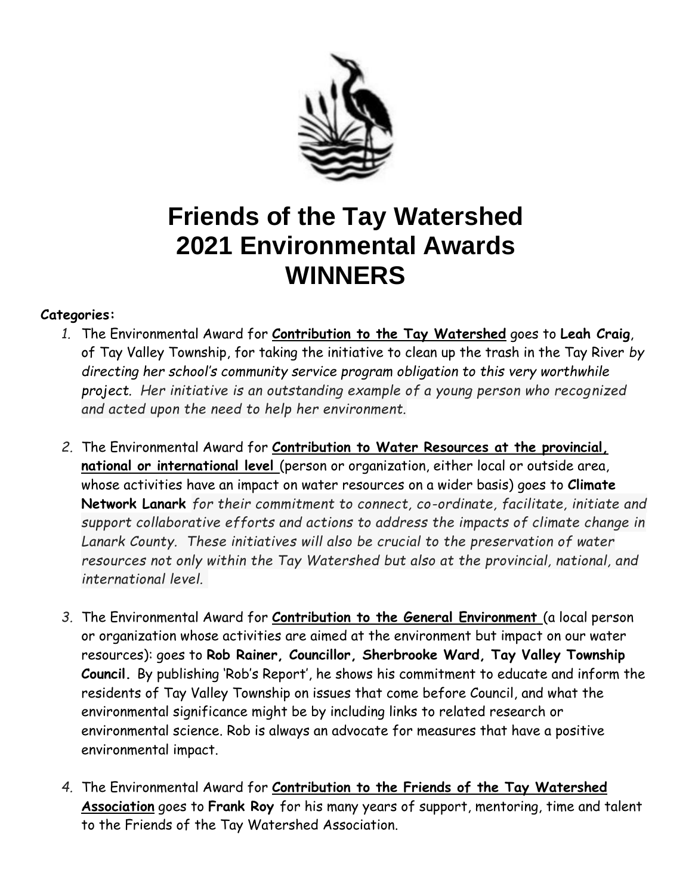# Friends of the Tay Watershed 2021 Environmental Awards WINNERS

**Categories:**

1. The Environmental Award for **Contribution to the Tay Watershed** goes to **Leah Craig**, of Tay Valley Township, for taking the initiative to clean up the trash in the Tay River *by directing her school's community service program obligation to this very worthwhile project. Her initiative is an outstanding example of a young person who recognized and acted upon the need to help her environment.*

2. The Environmental Award for **Contribution to Water Resources at the provincial, national or international level** (person or organization, either local or outside area, whose activities have an impact on water resources on a wider basis) goes to **Climate Network Lanark** *for their commitment to connect, co-ordinate, facilitate, initiate and support collaborative efforts and actions to address the impacts of climate change in Lanark County. These initiatives will also be crucial to the preservation of water resources not only within the Tay Watershed but also at the provincial, national, and international level.*

3. The Environmental Award for **Contribution to the General Environment** (a local person or organization whose activities are aimed at the environment but impact on our water resources): goes to **Rob Rainer, Councillor, Sherbrooke Ward, Tay Valley Township Council.** By publishing 'Rob's Report', he shows his commitment to educate and inform the residents of Tay Valley Township on issues that come before Council, and what the environmental significance might be by including links to related research or environmental science. Rob is always an advocate for measures that have a positive environmental impact.

4. The Environmental Award for **Contribution to the Friends of the Tay Watershed Association** goes to **Frank Roy** for his many years of support, mentoring, time and talent to the Friends of the Tay Watershed Association.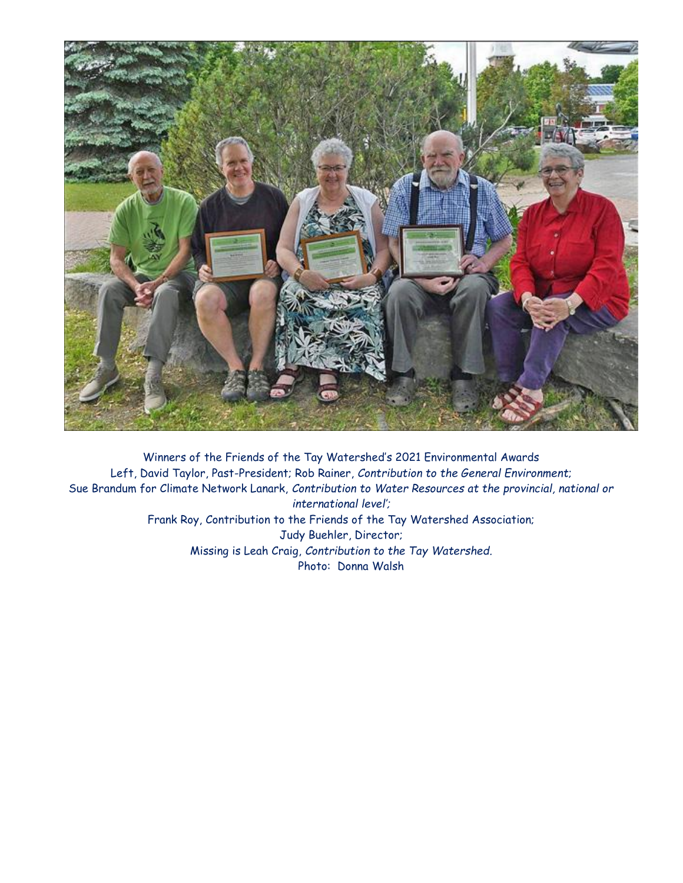Winners of the Friends of the Tay Watershed's 2021 Environmental Awards
Left, David Taylor, Past-President; Rob Rainer, *Contribution to the General Environment;*
Sue Brandum for Climate Network Lanark, *Contribution to Water Resources at the provincial, national or international level';*
Frank Roy, Contribution to the Friends of the Tay Watershed Association;
Judy Buehler, Director;
Missing is Leah Craig, *Contribution to the Tay Watershed.*
Photo: Donna Walsh